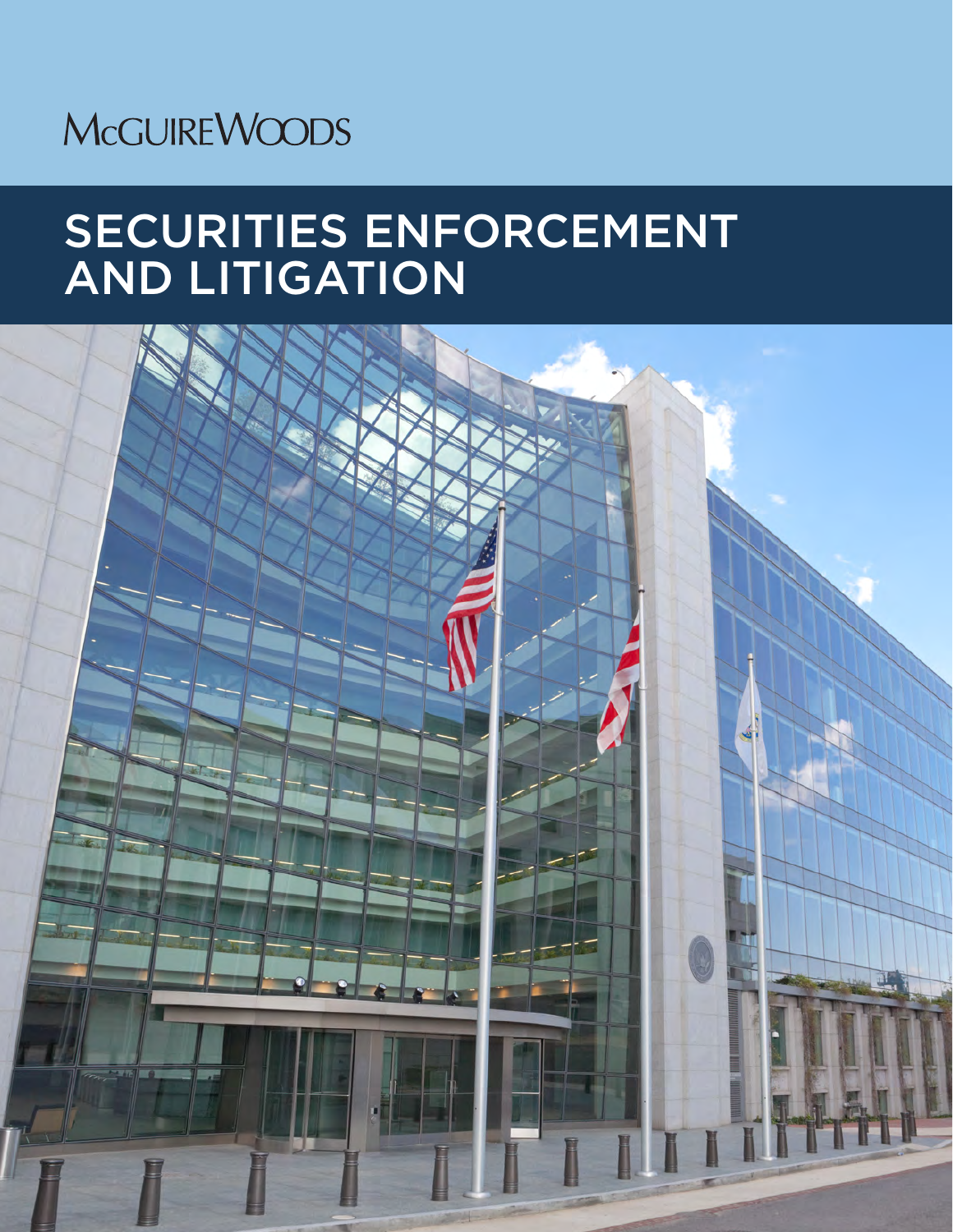McGUIREWOODS

# SECURITIES ENFORCEMENT AND LITIGATION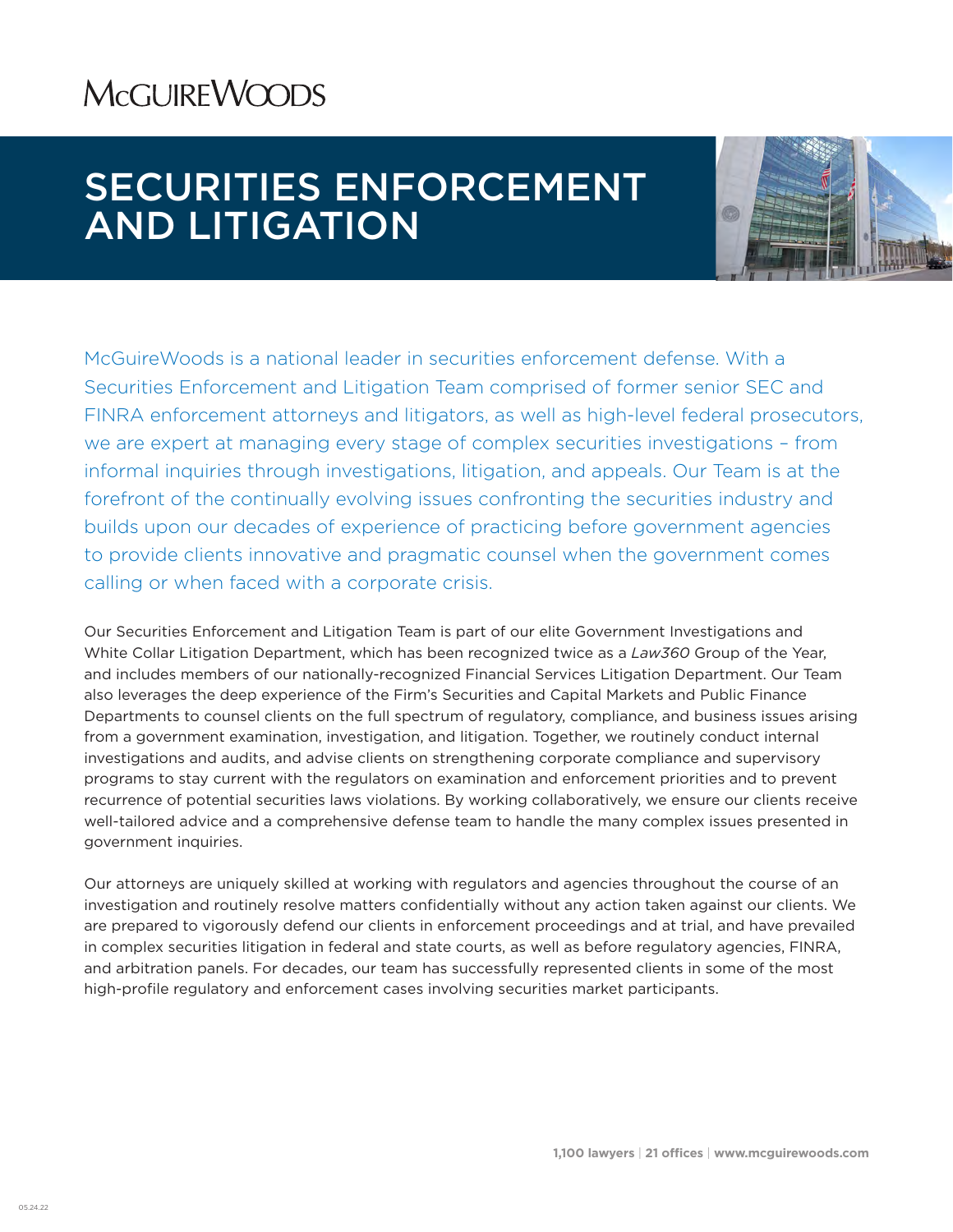McGUIREWOODS

# SECURITIES ENFORCEMENT AND LITIGATION

McGuireWoods is a national leader in securities enforcement defense. With a Securities Enforcement and Litigation Team comprised of former senior SEC and FINRA enforcement attorneys and litigators, as well as high-level federal prosecutors, we are expert at managing every stage of complex securities investigations – from informal inquiries through investigations, litigation, and appeals. Our Team is at the forefront of the continually evolving issues confronting the securities industry and builds upon our decades of experience of practicing before government agencies to provide clients innovative and pragmatic counsel when the government comes calling or when faced with a corporate crisis.

Our Securities Enforcement and Litigation Team is part of our elite Government Investigations and White Collar Litigation Department, which has been recognized twice as a *Law360* Group of the Year, and includes members of our nationally-recognized Financial Services Litigation Department. Our Team also leverages the deep experience of the Firm's Securities and Capital Markets and Public Finance Departments to counsel clients on the full spectrum of regulatory, compliance, and business issues arising from a government examination, investigation, and litigation. Together, we routinely conduct internal investigations and audits, and advise clients on strengthening corporate compliance and supervisory programs to stay current with the regulators on examination and enforcement priorities and to prevent recurrence of potential securities laws violations. By working collaboratively, we ensure our clients receive well-tailored advice and a comprehensive defense team to handle the many complex issues presented in government inquiries.

Our attorneys are uniquely skilled at working with regulators and agencies throughout the course of an investigation and routinely resolve matters confidentially without any action taken against our clients. We are prepared to vigorously defend our clients in enforcement proceedings and at trial, and have prevailed in complex securities litigation in federal and state courts, as well as before regulatory agencies, FINRA, and arbitration panels. For decades, our team has successfully represented clients in some of the most high-profile regulatory and enforcement cases involving securities market participants.

**1,100 lawyers** | **21 offices** | **www.mcguirewoods.com**

05.24.22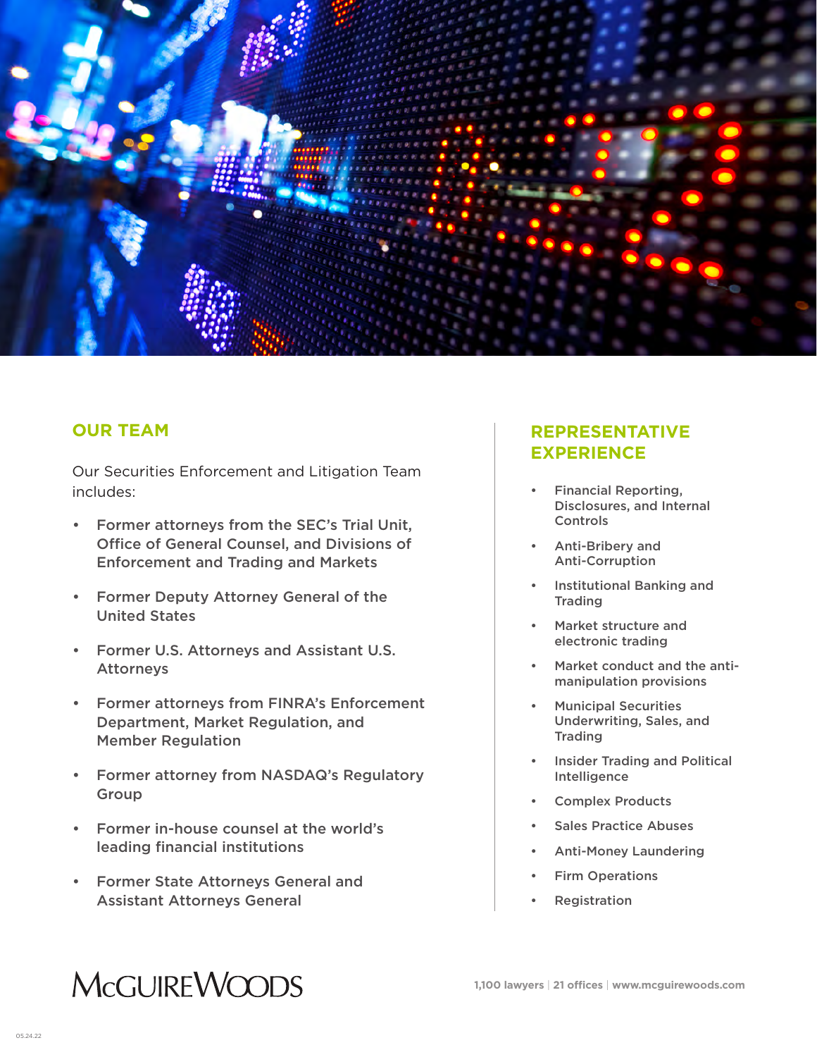## OUR TEAM

Our Securities Enforcement and Litigation Team includes:

- Former attorneys from the SEC's Trial Unit, Office of General Counsel, and Divisions of Enforcement and Trading and Markets
- Former Deputy Attorney General of the United States
- Former U.S. Attorneys and Assistant U.S. Attorneys
- Former attorneys from FINRA's Enforcement Department, Market Regulation, and Member Regulation
- Former attorney from NASDAQ's Regulatory Group
- Former in-house counsel at the world's leading financial institutions
- Former State Attorneys General and Assistant Attorneys General

## REPRESENTATIVE EXPERIENCE

- Financial Reporting, Disclosures, and Internal Controls
- Anti-Bribery and Anti-Corruption
- Institutional Banking and Trading
- Market structure and electronic trading
- Market conduct and the anti-manipulation provisions
- Municipal Securities Underwriting, Sales, and Trading
- Insider Trading and Political Intelligence
- Complex Products
- Sales Practice Abuses
- Anti-Money Laundering
- Firm Operations
- Registration

McGUIREWOODS

1,100 lawyers | 21 offices | www.mcguirewoods.com

05.24.22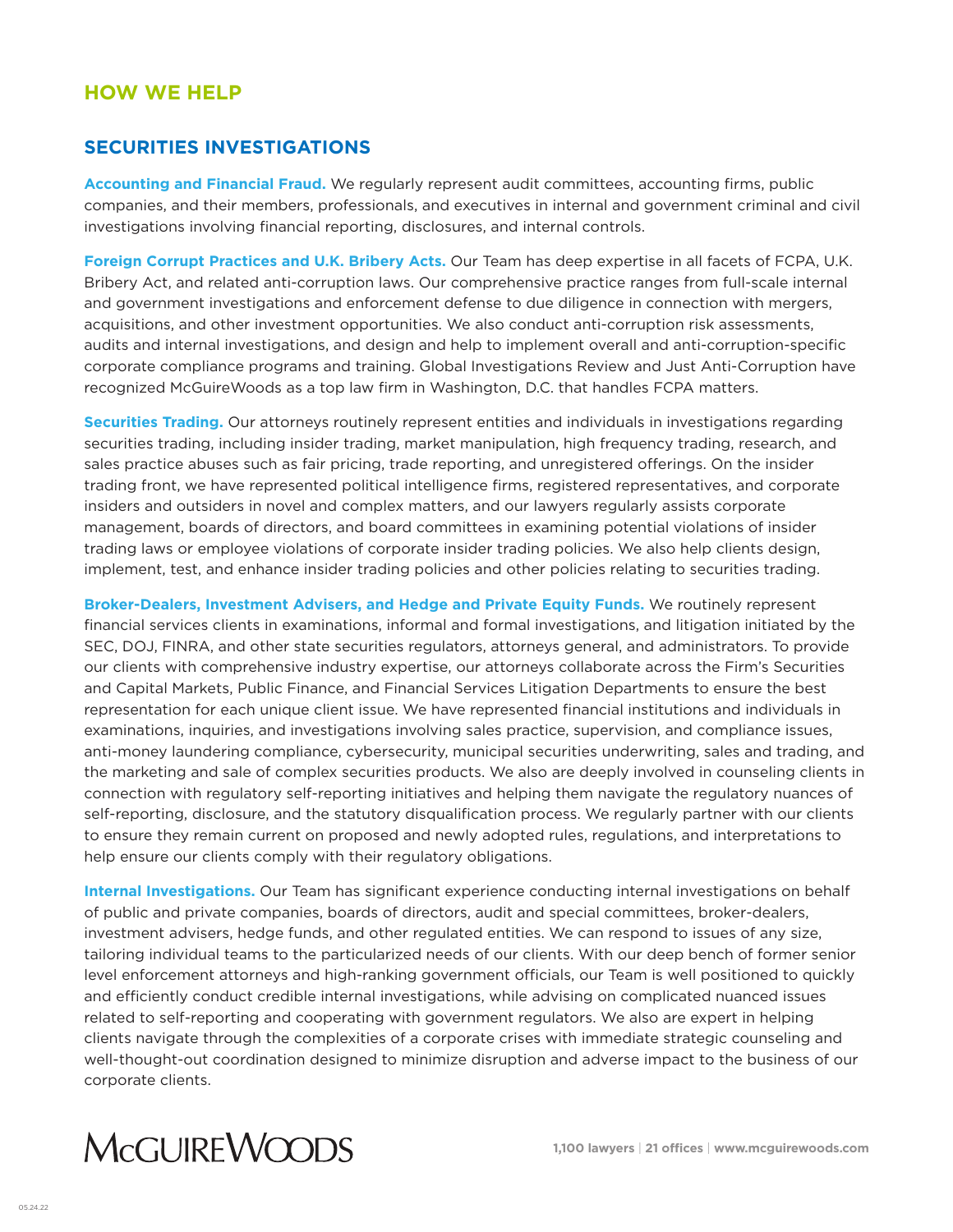## HOW WE HELP

### SECURITIES INVESTIGATIONS

**Accounting and Financial Fraud.** We regularly represent audit committees, accounting firms, public companies, and their members, professionals, and executives in internal and government criminal and civil investigations involving financial reporting, disclosures, and internal controls.

**Foreign Corrupt Practices and U.K. Bribery Acts.** Our Team has deep expertise in all facets of FCPA, U.K. Bribery Act, and related anti-corruption laws. Our comprehensive practice ranges from full-scale internal and government investigations and enforcement defense to due diligence in connection with mergers, acquisitions, and other investment opportunities. We also conduct anti-corruption risk assessments, audits and internal investigations, and design and help to implement overall and anti-corruption-specific corporate compliance programs and training. Global Investigations Review and Just Anti-Corruption have recognized McGuireWoods as a top law firm in Washington, D.C. that handles FCPA matters.

**Securities Trading.** Our attorneys routinely represent entities and individuals in investigations regarding securities trading, including insider trading, market manipulation, high frequency trading, research, and sales practice abuses such as fair pricing, trade reporting, and unregistered offerings. On the insider trading front, we have represented political intelligence firms, registered representatives, and corporate insiders and outsiders in novel and complex matters, and our lawyers regularly assists corporate management, boards of directors, and board committees in examining potential violations of insider trading laws or employee violations of corporate insider trading policies. We also help clients design, implement, test, and enhance insider trading policies and other policies relating to securities trading.

**Broker-Dealers, Investment Advisers, and Hedge and Private Equity Funds.** We routinely represent financial services clients in examinations, informal and formal investigations, and litigation initiated by the SEC, DOJ, FINRA, and other state securities regulators, attorneys general, and administrators. To provide our clients with comprehensive industry expertise, our attorneys collaborate across the Firm's Securities and Capital Markets, Public Finance, and Financial Services Litigation Departments to ensure the best representation for each unique client issue. We have represented financial institutions and individuals in examinations, inquiries, and investigations involving sales practice, supervision, and compliance issues, anti-money laundering compliance, cybersecurity, municipal securities underwriting, sales and trading, and the marketing and sale of complex securities products. We also are deeply involved in counseling clients in connection with regulatory self-reporting initiatives and helping them navigate the regulatory nuances of self-reporting, disclosure, and the statutory disqualification process. We regularly partner with our clients to ensure they remain current on proposed and newly adopted rules, regulations, and interpretations to help ensure our clients comply with their regulatory obligations.

**Internal Investigations.** Our Team has significant experience conducting internal investigations on behalf of public and private companies, boards of directors, audit and special committees, broker-dealers, investment advisers, hedge funds, and other regulated entities. We can respond to issues of any size, tailoring individual teams to the particularized needs of our clients. With our deep bench of former senior level enforcement attorneys and high-ranking government officials, our Team is well positioned to quickly and efficiently conduct credible internal investigations, while advising on complicated nuanced issues related to self-reporting and cooperating with government regulators. We also are expert in helping clients navigate through the complexities of a corporate crises with immediate strategic counseling and well-thought-out coordination designed to minimize disruption and adverse impact to the business of our corporate clients.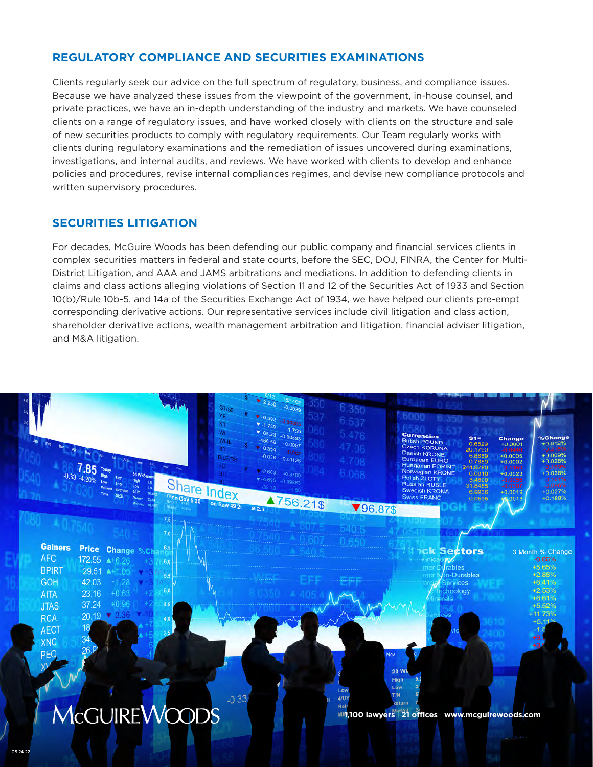## REGULATORY COMPLIANCE AND SECURITIES EXAMINATIONS

Clients regularly seek our advice on the full spectrum of regulatory, business, and compliance issues. Because we have analyzed these issues from the viewpoint of the government, in-house counsel, and private practices, we have an in-depth understanding of the industry and markets. We have counseled clients on a range of regulatory issues, and have worked closely with clients on the structure and sale of new securities products to comply with regulatory requirements. Our Team regularly works with clients during regulatory examinations and the remediation of issues uncovered during examinations, investigations, and internal audits, and reviews. We have worked with clients to develop and enhance policies and procedures, revise internal compliances regimes, and devise new compliance protocols and written supervisory procedures.

## SECURITIES LITIGATION

For decades, McGuire Woods has been defending our public company and financial services clients in complex securities matters in federal and state courts, before the SEC, DOJ, FINRA, the Center for Multi-District Litigation, and AAA and JAMS arbitrations and mediations. In addition to defending clients in claims and class actions alleging violations of Section 11 and 12 of the Securities Act of 1933 and Section 10(b)/Rule 10b-5, and 14a of the Securities Exchange Act of 1934, we have helped our clients pre-empt corresponding derivative actions. Our representative services include civil litigation and class action, shareholder derivative actions, wealth management arbitration and litigation, financial adviser litigation, and M&A litigation.

McGUIREWOODS

1,100 lawyers | 21 offices | www.mcguirewoods.com

05.24.22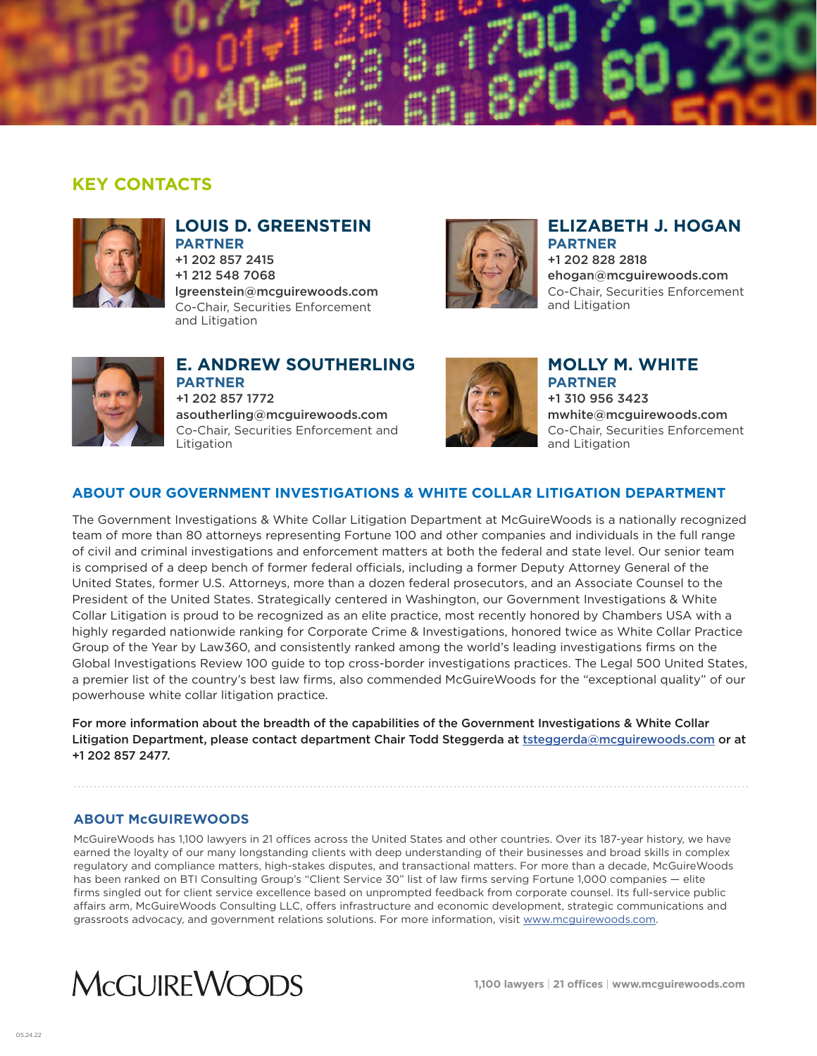## KEY CONTACTS

### LOUIS D. GREENSTEIN
**PARTNER**
+1 202 857 2415
+1 212 548 7068
lgreenstein@mcguirewoods.com
Co-Chair, Securities Enforcement and Litigation

### ELIZABETH J. HOGAN
**PARTNER**
+1 202 828 2818
ehogan@mcguirewoods.com
Co-Chair, Securities Enforcement and Litigation

### E. ANDREW SOUTHERLING
**PARTNER**
+1 202 857 1772
asoutherling@mcguirewoods.com
Co-Chair, Securities Enforcement and Litigation

### MOLLY M. WHITE
**PARTNER**
+1 310 956 3423
mwhite@mcguirewoods.com
Co-Chair, Securities Enforcement and Litigation

## ABOUT OUR GOVERNMENT INVESTIGATIONS & WHITE COLLAR LITIGATION DEPARTMENT

The Government Investigations & White Collar Litigation Department at McGuireWoods is a nationally recognized team of more than 80 attorneys representing Fortune 100 and other companies and individuals in the full range of civil and criminal investigations and enforcement matters at both the federal and state level. Our senior team is comprised of a deep bench of former federal officials, including a former Deputy Attorney General of the United States, former U.S. Attorneys, more than a dozen federal prosecutors, and an Associate Counsel to the President of the United States. Strategically centered in Washington, our Government Investigations & White Collar Litigation is proud to be recognized as an elite practice, most recently honored by Chambers USA with a highly regarded nationwide ranking for Corporate Crime & Investigations, honored twice as White Collar Practice Group of the Year by Law360, and consistently ranked among the world's leading investigations firms on the Global Investigations Review 100 guide to top cross-border investigations practices. The Legal 500 United States, a premier list of the country's best law firms, also commended McGuireWoods for the "exceptional quality" of our powerhouse white collar litigation practice.

**For more information about the breadth of the capabilities of the Government Investigations & White Collar Litigation Department, please contact department Chair Todd Steggerda at tsteggerda@mcguirewoods.com or at +1 202 857 2477.**

## ABOUT McGUIREWOODS

McGuireWoods has 1,100 lawyers in 21 offices across the United States and other countries. Over its 187-year history, we have earned the loyalty of our many longstanding clients with deep understanding of their businesses and broad skills in complex regulatory and compliance matters, high-stakes disputes, and transactional matters. For more than a decade, McGuireWoods has been ranked on BTI Consulting Group's "Client Service 30" list of law firms serving Fortune 1,000 companies — elite firms singled out for client service excellence based on unprompted feedback from corporate counsel. Its full-service public affairs arm, McGuireWoods Consulting LLC, offers infrastructure and economic development, strategic communications and grassroots advocacy, and government relations solutions. For more information, visit www.mcguirewoods.com.

McGUIREWOODS

1,100 lawyers | 21 offices | www.mcguirewoods.com

05.24.22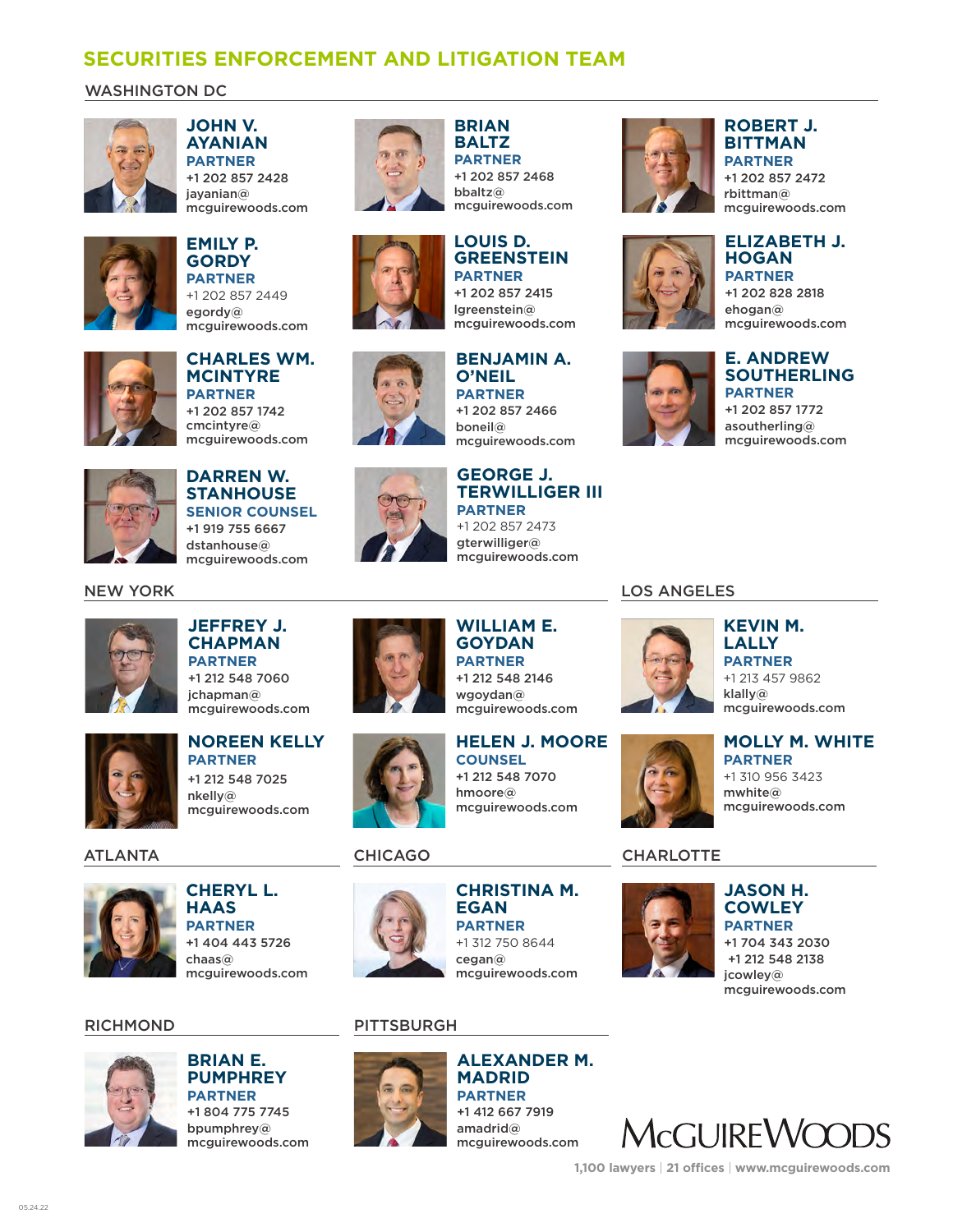## SECURITIES ENFORCEMENT AND LITIGATION TEAM

### WASHINGTON DC

**JOHN V. AYANIAN**
PARTNER
+1 202 857 2428
jayanian@mcguirewoods.com

**BRIAN BALTZ**
PARTNER
+1 202 857 2468
bbaltz@mcguirewoods.com

**ROBERT J. BITTMAN**
PARTNER
+1 202 857 2472
rbittman@mcguirewoods.com

**EMILY P. GORDY**
PARTNER
+1 202 857 2449
egordy@mcguirewoods.com

**LOUIS D. GREENSTEIN**
PARTNER
+1 202 857 2415
lgreenstein@mcguirewoods.com

**ELIZABETH J. HOGAN**
PARTNER
+1 202 828 2818
ehogan@mcguirewoods.com

**CHARLES WM. MCINTYRE**
PARTNER
+1 202 857 1742
cmcintyre@mcguirewoods.com

**BENJAMIN A. O'NEIL**
PARTNER
+1 202 857 2466
boneil@mcguirewoods.com

**E. ANDREW SOUTHERLING**
PARTNER
+1 202 857 1772
asoutherling@mcguirewoods.com

**DARREN W. STANHOUSE**
SENIOR COUNSEL
+1 919 755 6667
dstanhouse@mcguirewoods.com

**GEORGE J. TERWILLIGER III**
PARTNER
+1 202 857 2473
gterwilliger@mcguirewoods.com

### NEW YORK

**JEFFREY J. CHAPMAN**
PARTNER
+1 212 548 7060
jchapman@mcguirewoods.com

**WILLIAM E. GOYDAN**
PARTNER
+1 212 548 2146
wgoydan@mcguirewoods.com

**NOREEN KELLY**
PARTNER
+1 212 548 7025
nkelly@mcguirewoods.com

**HELEN J. MOORE**
COUNSEL
+1 212 548 7070
hmoore@mcguirewoods.com

### LOS ANGELES

**KEVIN M. LALLY**
PARTNER
+1 213 457 9862
klally@mcguirewoods.com

**MOLLY M. WHITE**
PARTNER
+1 310 956 3423
mwhite@mcguirewoods.com

### ATLANTA

**CHERYL L. HAAS**
PARTNER
+1 404 443 5726
chaas@mcguirewoods.com

### CHICAGO

**CHRISTINA M. EGAN**
PARTNER
+1 312 750 8644
cegan@mcguirewoods.com

### CHARLOTTE

**JASON H. COWLEY**
PARTNER
+1 704 343 2030
+1 212 548 2138
jcowley@mcguirewoods.com

### RICHMOND

**BRIAN E. PUMPHREY**
PARTNER
+1 804 775 7745
bpumphrey@mcguirewoods.com

### PITTSBURGH

**ALEXANDER M. MADRID**
PARTNER
+1 412 667 7919
amadrid@mcguirewoods.com

McGUIREWOODS

1,100 lawyers | 21 offices | www.mcguirewoods.com

05.24.22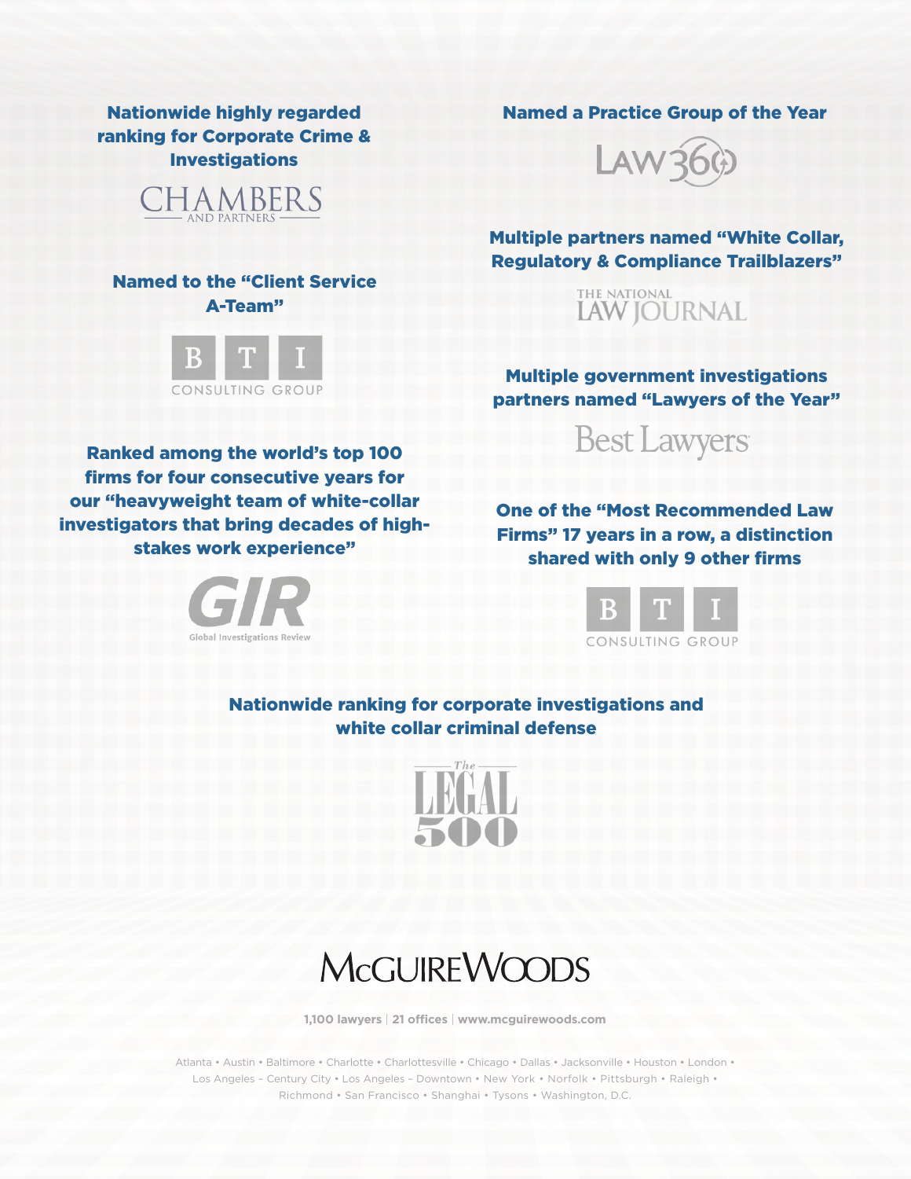**Nationwide highly regarded ranking for Corporate Crime & Investigations**

CHAMBERS AND PARTNERS

**Named to the "Client Service A-Team"**

BTI CONSULTING GROUP

**Ranked among the world's top 100 firms for four consecutive years for our "heavyweight team of white-collar investigators that bring decades of high-stakes work experience"**

GIR Global Investigations Review

**Named a Practice Group of the Year**

LAW360

**Multiple partners named "White Collar, Regulatory & Compliance Trailblazers"**

THE NATIONAL LAW JOURNAL

**Multiple government investigations partners named "Lawyers of the Year"**

Best Lawyers

**One of the "Most Recommended Law Firms" 17 years in a row, a distinction shared with only 9 other firms**

BTI CONSULTING GROUP

**Nationwide ranking for corporate investigations and white collar criminal defense**

The LEGAL 500

# McGUIREWOODS

**1,100 lawyers | 21 offices | www.mcguirewoods.com**

Atlanta • Austin • Baltimore • Charlotte • Charlottesville • Chicago • Dallas • Jacksonville • Houston • London • Los Angeles – Century City • Los Angeles – Downtown • New York • Norfolk • Pittsburgh • Raleigh • Richmond • San Francisco • Shanghai • Tysons • Washington, D.C.